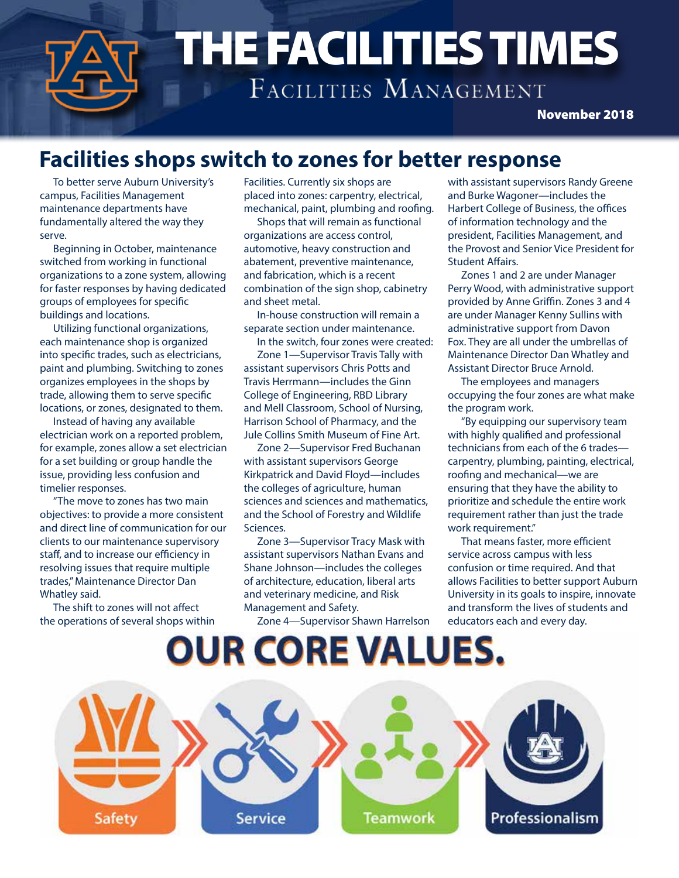# THE FACILITIES TIMES

## Facilities Management

**November 2018**

## Facilities shops switch to zones for better response

To better serve Auburn University's campus, Facilities Management maintenance departments have fundamentally altered the way they serve.

Beginning in October, maintenance switched from working in functional organizations to a zone system, allowing for faster responses by having dedicated groups of employees for specific buildings and locations.

Utilizing functional organizations, each maintenance shop is organized into specific trades, such as electricians, paint and plumbing. Switching to zones organizes employees in the shops by trade, allowing them to serve specific locations, or zones, designated to them.

Instead of having any available electrician work on a reported problem, for example, zones allow a set electrician for a set building or group handle the issue, providing less confusion and timelier responses.

"The move to zones has two main objectives: to provide a more consistent and direct line of communication for our clients to our maintenance supervisory staff, and to increase our efficiency in resolving issues that require multiple trades," Maintenance Director Dan Whatley said.

The shift to zones will not affect the operations of several shops within Facilities. Currently six shops are placed into zones: carpentry, electrical, mechanical, paint, plumbing and roofing.

Shops that will remain as functional organizations are access control, automotive, heavy construction and abatement, preventive maintenance, and fabrication, which is a recent combination of the sign shop, cabinetry and sheet metal.

In-house construction will remain a separate section under maintenance.

In the switch, four zones were created:

Zone 1—Supervisor Travis Tally with assistant supervisors Chris Potts and Travis Herrmann—includes the Ginn College of Engineering, RBD Library and Mell Classroom, School of Nursing, Harrison School of Pharmacy, and the Jule Collins Smith Museum of Fine Art.

Zone 2—Supervisor Fred Buchanan with assistant supervisors George Kirkpatrick and David Floyd—includes the colleges of agriculture, human sciences and sciences and mathematics, and the School of Forestry and Wildlife Sciences.

Zone 3—Supervisor Tracy Mask with assistant supervisors Nathan Evans and Shane Johnson—includes the colleges of architecture, education, liberal arts and veterinary medicine, and Risk Management and Safety.

Zone 4—Supervisor Shawn Harrelson with assistant supervisors Randy Greene and Burke Wagoner—includes the Harbert College of Business, the offices of information technology and the president, Facilities Management, and the Provost and Senior Vice President for Student Affairs.

Zones 1 and 2 are under Manager Perry Wood, with administrative support provided by Anne Griffin. Zones 3 and 4 are under Manager Kenny Sullins with administrative support from Davon Fox. They are all under the umbrellas of Maintenance Director Dan Whatley and Assistant Director Bruce Arnold.

The employees and managers occupying the four zones are what make the program work.

"By equipping our supervisory team with highly qualified and professional technicians from each of the 6 trades—carpentry, plumbing, painting, electrical, roofing and mechanical—we are ensuring that they have the ability to prioritize and schedule the entire work requirement rather than just the trade work requirement."

That means faster, more efficient service across campus with less confusion or time required. And that allows Facilities to better support Auburn University in its goals to inspire, innovate and transform the lives of students and educators each and every day.

## OUR CORE VALUES.

Safety · Service · Teamwork · Professionalism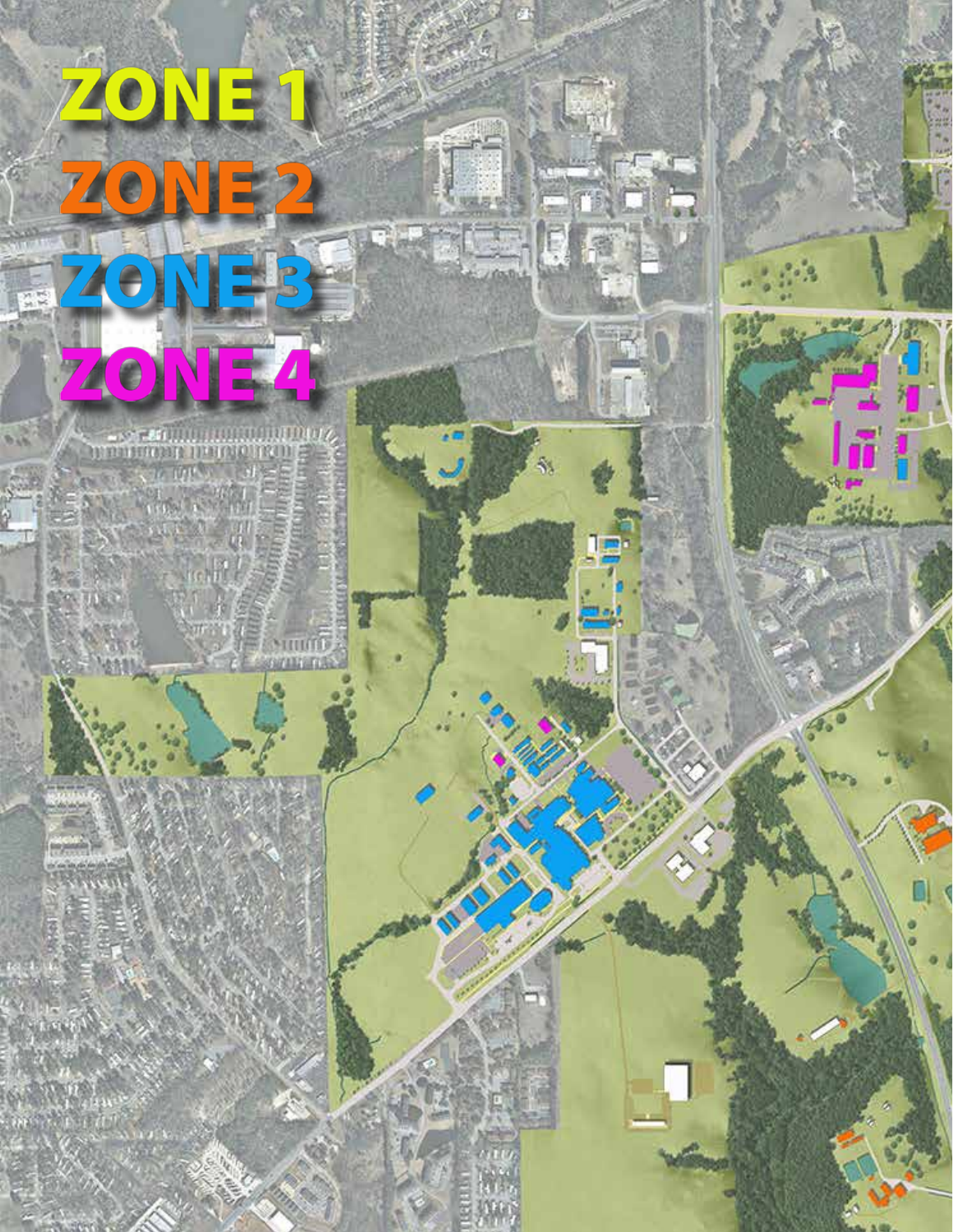ZONE 1

ZONE 2

ZONE 3

ZONE 4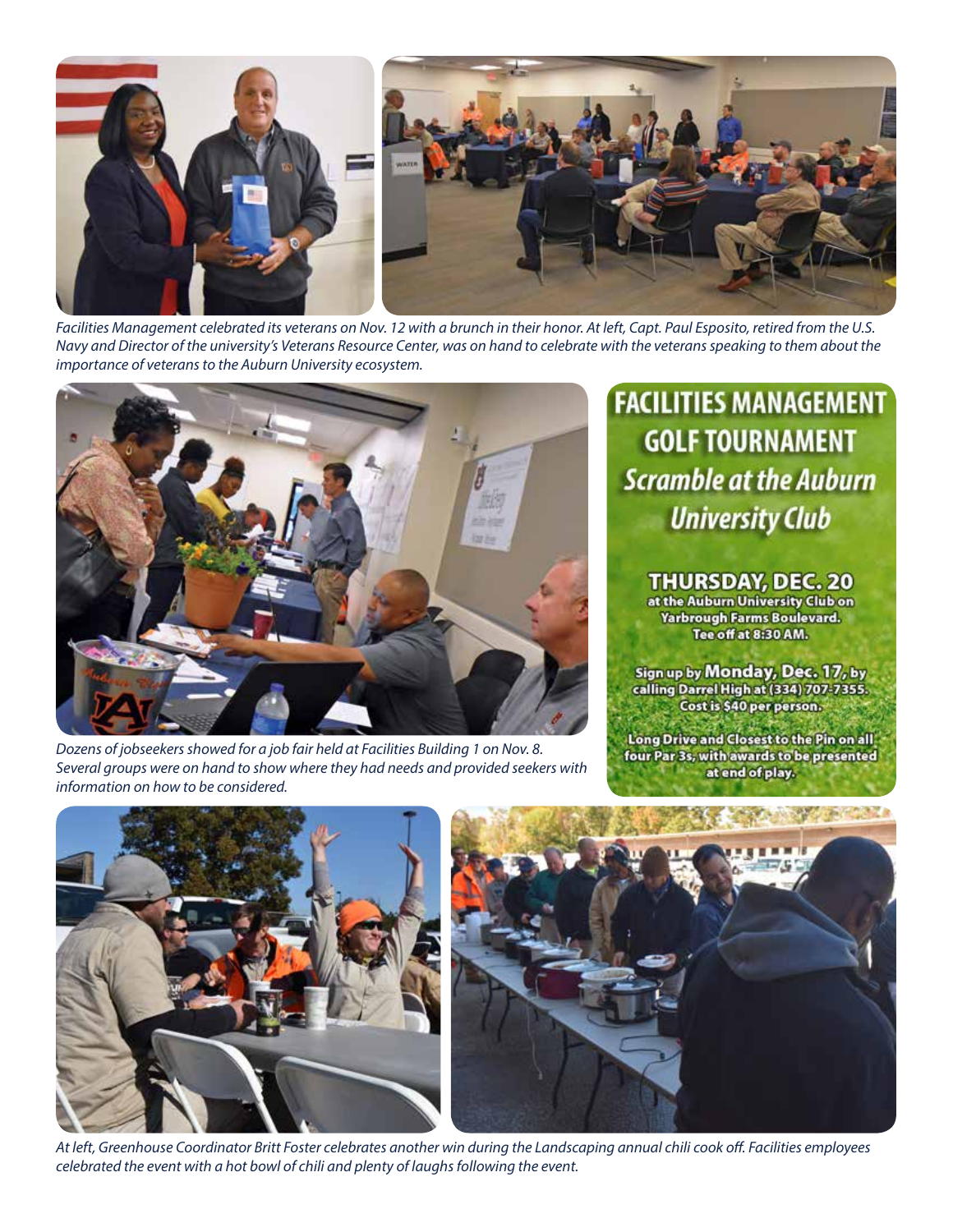*Facilities Management celebrated its veterans on Nov. 12 with a brunch in their honor. At left, Capt. Paul Esposito, retired from the U.S. Navy and Director of the university's Veterans Resource Center, was on hand to celebrate with the veterans speaking to them about the importance of veterans to the Auburn University ecosystem.*

*Dozens of jobseekers showed for a job fair held at Facilities Building 1 on Nov. 8. Several groups were on hand to show where they had needs and provided seekers with information on how to be considered.*

# FACILITIES MANAGEMENT GOLF TOURNAMENT

## *Scramble at the Auburn University Club*

**THURSDAY, DEC. 20**
**at the Auburn University Club on Yarbrough Farms Boulevard. Tee off at 8:30 AM.**

**Sign up by Monday, Dec. 17, by calling Darrel High at (334) 707-7355. Cost is $40 per person.**

**Long Drive and Closest to the Pin on all four Par 3s, with awards to be presented at end of play.**

*At left, Greenhouse Coordinator Britt Foster celebrates another win during the Landscaping annual chili cook off. Facilities employees celebrated the event with a hot bowl of chili and plenty of laughs following the event.*